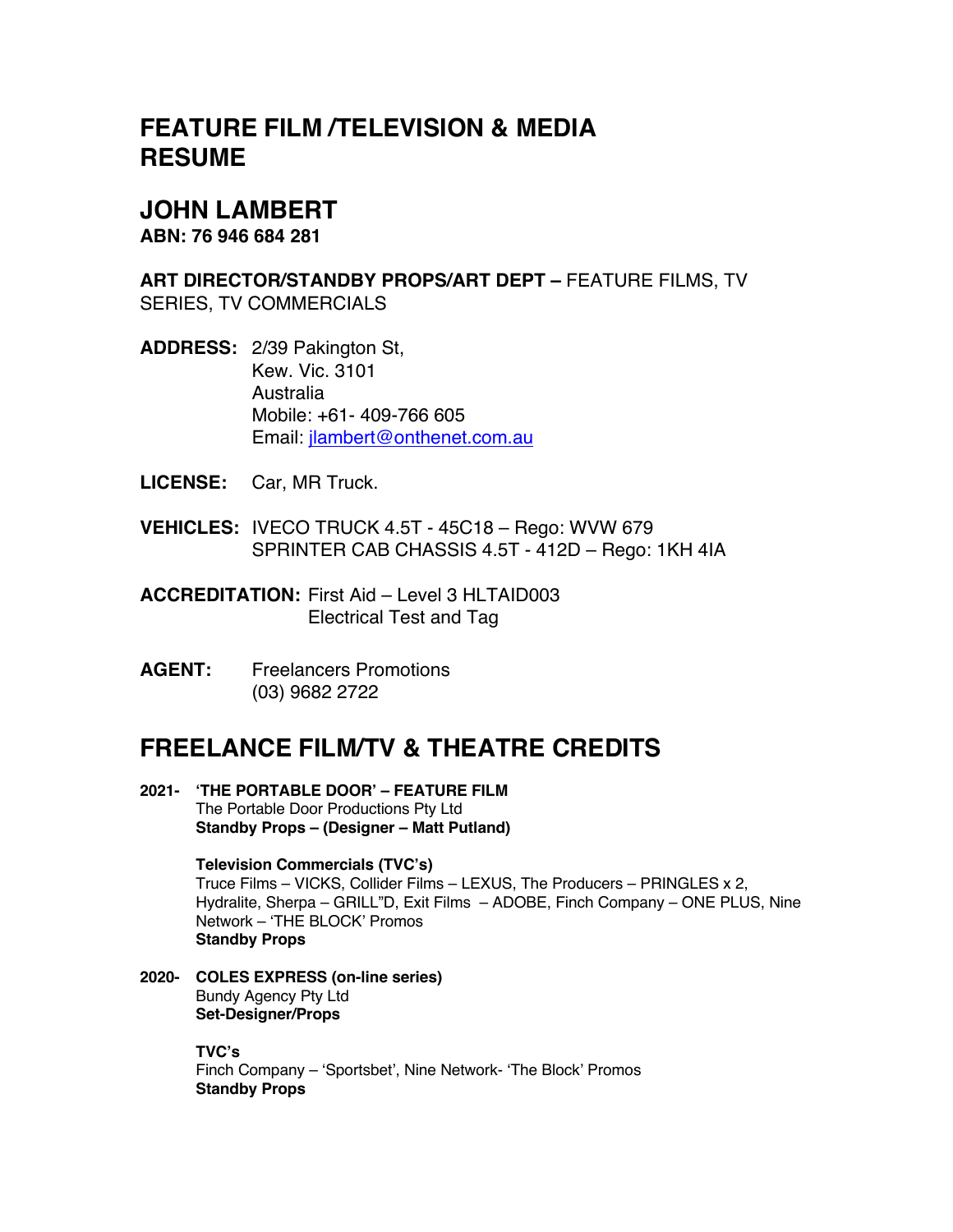# FEATURE FILM /TELEVISION & MEDIA RESUME

## JOHN LAMBERT

**ABN: 76 946 684 281**

**ART DIRECTOR/STANDBY PROPS/ART DEPT –** FEATURE FILMS, TV SERIES, TV COMMERCIALS

**ADDRESS:** 2/39 Pakington St,
Kew. Vic. 3101
Australia
Mobile: +61- 409-766 605
Email: jlambert@onthenet.com.au

**LICENSE:** Car, MR Truck.

**VEHICLES:** IVECO TRUCK 4.5T - 45C18 – Rego: WVW 679
SPRINTER CAB CHASSIS 4.5T - 412D – Rego: 1KH 4IA

**ACCREDITATION:** First Aid – Level 3 HLTAID003
Electrical Test and Tag

**AGENT:** Freelancers Promotions
(03) 9682 2722

## FREELANCE FILM/TV & THEATRE CREDITS

**2021- 'THE PORTABLE DOOR' – FEATURE FILM**
The Portable Door Productions Pty Ltd
**Standby Props – (Designer – Matt Putland)**

**Television Commercials (TVC's)**
Truce Films – VICKS, Collider Films – LEXUS, The Producers – PRINGLES x 2, Hydralite, Sherpa – GRILL"D, Exit Films – ADOBE, Finch Company – ONE PLUS, Nine Network – 'THE BLOCK' Promos
**Standby Props**

**2020- COLES EXPRESS (on-line series)**
Bundy Agency Pty Ltd
**Set-Designer/Props**

**TVC's**
Finch Company – 'Sportsbet', Nine Network- 'The Block' Promos
**Standby Props**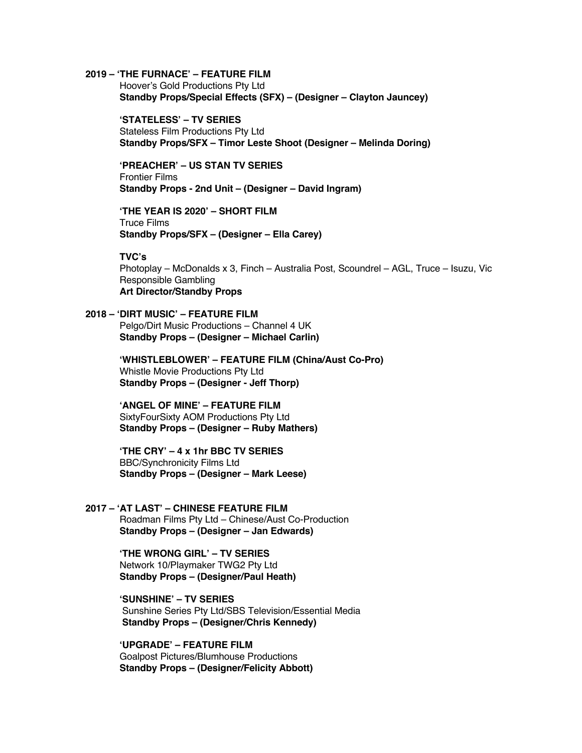**2019 – 'THE FURNACE' – FEATURE FILM**
Hoover's Gold Productions Pty Ltd
**Standby Props/Special Effects (SFX) – (Designer – Clayton Jauncey)**

**'STATELESS' – TV SERIES**
Stateless Film Productions Pty Ltd
**Standby Props/SFX – Timor Leste Shoot (Designer – Melinda Doring)**

**'PREACHER' – US STAN TV SERIES**
Frontier Films
**Standby Props - 2nd Unit – (Designer – David Ingram)**

**'THE YEAR IS 2020' – SHORT FILM**
Truce Films
**Standby Props/SFX – (Designer – Ella Carey)**

**TVC's**
Photoplay – McDonalds x 3, Finch – Australia Post, Scoundrel – AGL, Truce – Isuzu, Vic Responsible Gambling
**Art Director/Standby Props**

**2018 – 'DIRT MUSIC' – FEATURE FILM**
Pelgo/Dirt Music Productions – Channel 4 UK
**Standby Props – (Designer – Michael Carlin)**

**'WHISTLEBLOWER' – FEATURE FILM (China/Aust Co-Pro)**
Whistle Movie Productions Pty Ltd
**Standby Props – (Designer - Jeff Thorp)**

**'ANGEL OF MINE' – FEATURE FILM**
SixtyFourSixty AOM Productions Pty Ltd
**Standby Props – (Designer – Ruby Mathers)**

**'THE CRY' – 4 x 1hr BBC TV SERIES**
BBC/Synchronicity Films Ltd
**Standby Props – (Designer – Mark Leese)**

**2017 – 'AT LAST' – CHINESE FEATURE FILM**
Roadman Films Pty Ltd – Chinese/Aust Co-Production
**Standby Props – (Designer – Jan Edwards)**

**'THE WRONG GIRL' – TV SERIES**
Network 10/Playmaker TWG2 Pty Ltd
**Standby Props – (Designer/Paul Heath)**

**'SUNSHINE' – TV SERIES**
Sunshine Series Pty Ltd/SBS Television/Essential Media
**Standby Props – (Designer/Chris Kennedy)**

**'UPGRADE' – FEATURE FILM**
Goalpost Pictures/Blumhouse Productions
**Standby Props – (Designer/Felicity Abbott)**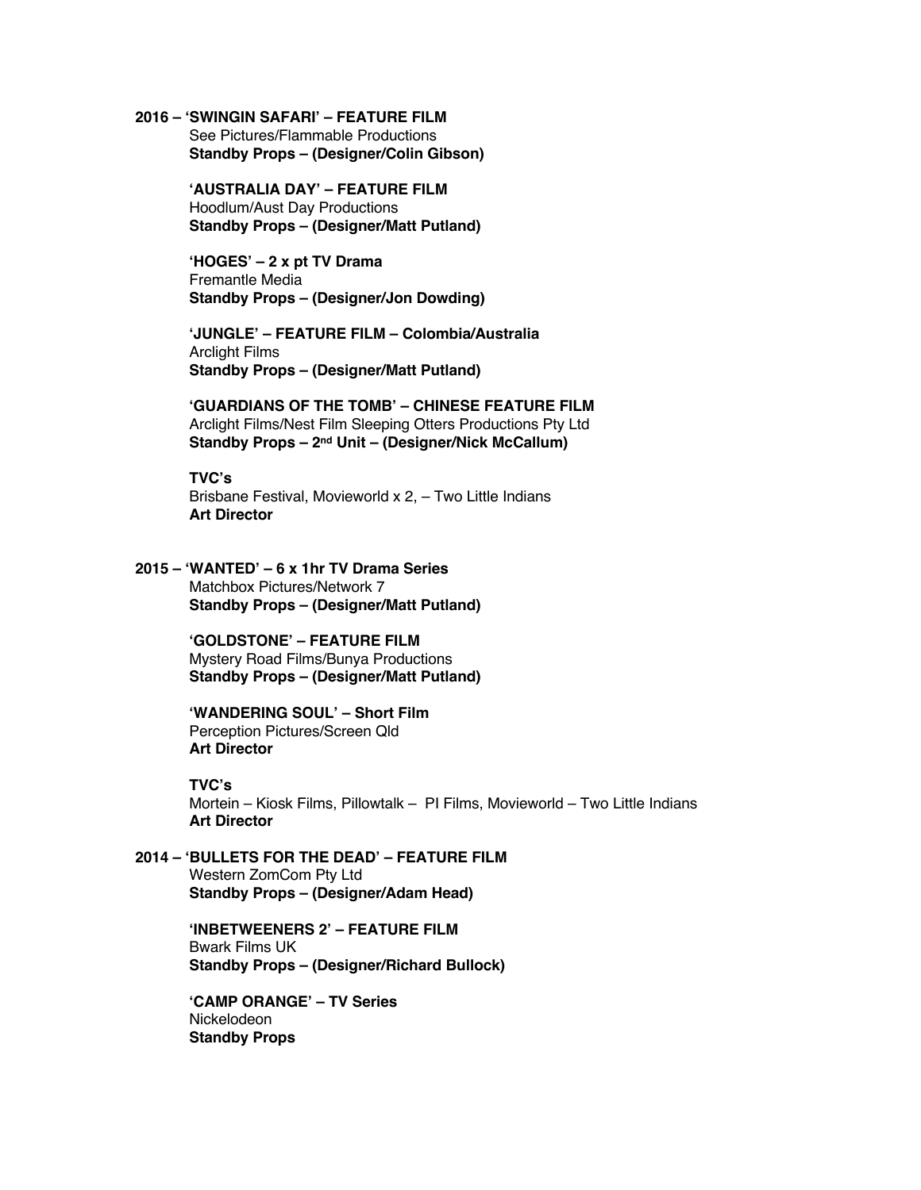**2016 – 'SWINGIN SAFARI' – FEATURE FILM**
See Pictures/Flammable Productions
**Standby Props – (Designer/Colin Gibson)**

**'AUSTRALIA DAY' – FEATURE FILM**
Hoodlum/Aust Day Productions
**Standby Props – (Designer/Matt Putland)**

**'HOGES' – 2 x pt TV Drama**
Fremantle Media
**Standby Props – (Designer/Jon Dowding)**

**'JUNGLE' – FEATURE FILM – Colombia/Australia**
Arclight Films
**Standby Props – (Designer/Matt Putland)**

**'GUARDIANS OF THE TOMB' – CHINESE FEATURE FILM**
Arclight Films/Nest Film Sleeping Otters Productions Pty Ltd
**Standby Props – 2nd Unit – (Designer/Nick McCallum)**

**TVC's**
Brisbane Festival, Movieworld x 2, – Two Little Indians
**Art Director**

**2015 – 'WANTED' – 6 x 1hr TV Drama Series**
Matchbox Pictures/Network 7
**Standby Props – (Designer/Matt Putland)**

**'GOLDSTONE' – FEATURE FILM**
Mystery Road Films/Bunya Productions
**Standby Props – (Designer/Matt Putland)**

**'WANDERING SOUL' – Short Film**
Perception Pictures/Screen Qld
**Art Director**

**TVC's**
Mortein – Kiosk Films, Pillowtalk – PI Films, Movieworld – Two Little Indians
**Art Director**

**2014 – 'BULLETS FOR THE DEAD' – FEATURE FILM**
Western ZomCom Pty Ltd
**Standby Props – (Designer/Adam Head)**

**'INBETWEENERS 2' – FEATURE FILM**
Bwark Films UK
**Standby Props – (Designer/Richard Bullock)**

**'CAMP ORANGE' – TV Series**
Nickelodeon
**Standby Props**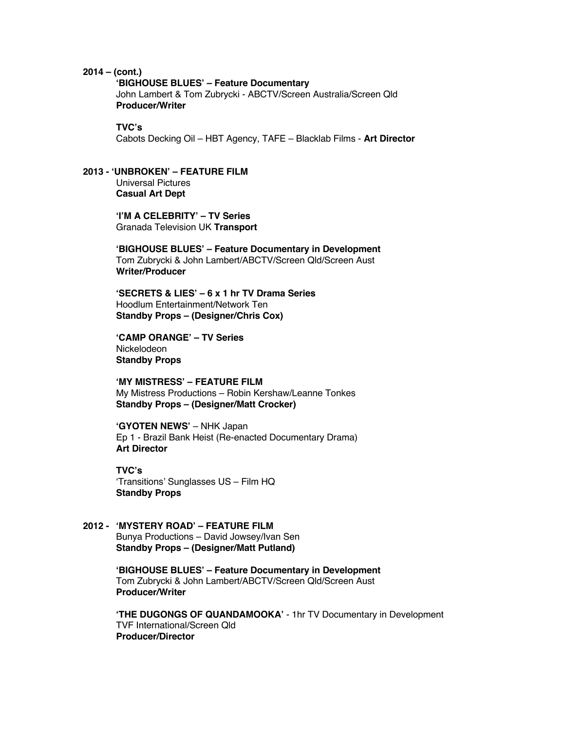**2014 – (cont.)**

**'BIGHOUSE BLUES' – Feature Documentary**
John Lambert & Tom Zubrycki - ABCTV/Screen Australia/Screen Qld
**Producer/Writer**

**TVC's**
Cabots Decking Oil – HBT Agency, TAFE – Blacklab Films - **Art Director**

**2013 - 'UNBROKEN' – FEATURE FILM**
Universal Pictures
**Casual Art Dept**

**'I'M A CELEBRITY' – TV Series**
Granada Television UK **Transport**

**'BIGHOUSE BLUES' – Feature Documentary in Development**
Tom Zubrycki & John Lambert/ABCTV/Screen Qld/Screen Aust
**Writer/Producer**

**'SECRETS & LIES' – 6 x 1 hr TV Drama Series**
Hoodlum Entertainment/Network Ten
**Standby Props – (Designer/Chris Cox)**

**'CAMP ORANGE' – TV Series**
Nickelodeon
**Standby Props**

**'MY MISTRESS' – FEATURE FILM**
My Mistress Productions – Robin Kershaw/Leanne Tonkes
**Standby Props – (Designer/Matt Crocker)**

**'GYOTEN NEWS'** – NHK Japan
Ep 1 - Brazil Bank Heist (Re-enacted Documentary Drama)
**Art Director**

**TVC's**
'Transitions' Sunglasses US – Film HQ
**Standby Props**

**2012 - 'MYSTERY ROAD' – FEATURE FILM**
Bunya Productions – David Jowsey/Ivan Sen
**Standby Props – (Designer/Matt Putland)**

**'BIGHOUSE BLUES' – Feature Documentary in Development**
Tom Zubrycki & John Lambert/ABCTV/Screen Qld/Screen Aust
**Producer/Writer**

**'THE DUGONGS OF QUANDAMOOKA'** - 1hr TV Documentary in Development
TVF International/Screen Qld
**Producer/Director**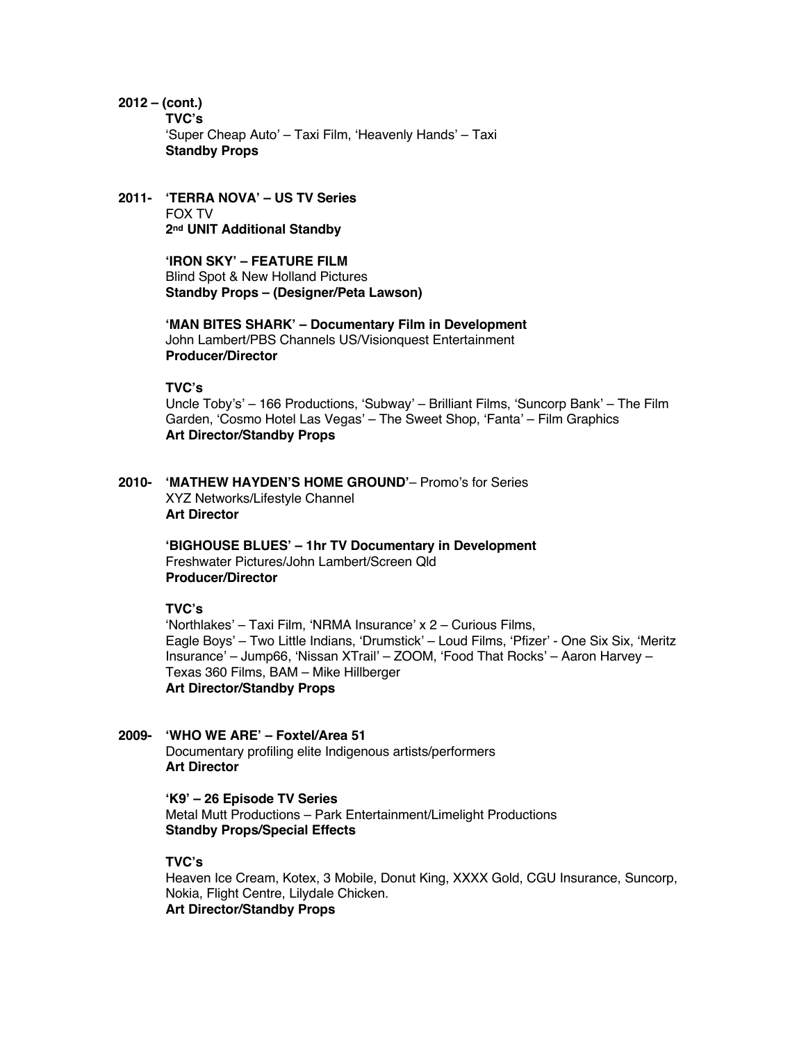**2012 – (cont.)**

**TVC's**
'Super Cheap Auto' – Taxi Film, 'Heavenly Hands' – Taxi
**Standby Props**

**2011- 'TERRA NOVA' – US TV Series**
FOX TV
**2nd UNIT Additional Standby**

**'IRON SKY' – FEATURE FILM**
Blind Spot & New Holland Pictures
**Standby Props – (Designer/Peta Lawson)**

**'MAN BITES SHARK' – Documentary Film in Development**
John Lambert/PBS Channels US/Visionquest Entertainment
**Producer/Director**

**TVC's**
Uncle Toby's' – 166 Productions, 'Subway' – Brilliant Films, 'Suncorp Bank' – The Film Garden, 'Cosmo Hotel Las Vegas' – The Sweet Shop, 'Fanta' – Film Graphics
**Art Director/Standby Props**

**2010- 'MATHEW HAYDEN'S HOME GROUND'**– Promo's for Series
XYZ Networks/Lifestyle Channel
**Art Director**

**'BIGHOUSE BLUES' – 1hr TV Documentary in Development**
Freshwater Pictures/John Lambert/Screen Qld
**Producer/Director**

**TVC's**
'Northlakes' – Taxi Film, 'NRMA Insurance' x 2 – Curious Films, Eagle Boys' – Two Little Indians, 'Drumstick' – Loud Films, 'Pfizer' - One Six Six, 'Meritz Insurance' – Jump66, 'Nissan XTrail' – ZOOM, 'Food That Rocks' – Aaron Harvey – Texas 360 Films, BAM – Mike Hillberger
**Art Director/Standby Props**

**2009- 'WHO WE ARE' – Foxtel/Area 51**
Documentary profiling elite Indigenous artists/performers
**Art Director**

**'K9' – 26 Episode TV Series**
Metal Mutt Productions – Park Entertainment/Limelight Productions
**Standby Props/Special Effects**

**TVC's**
Heaven Ice Cream, Kotex, 3 Mobile, Donut King, XXXX Gold, CGU Insurance, Suncorp, Nokia, Flight Centre, Lilydale Chicken.
**Art Director/Standby Props**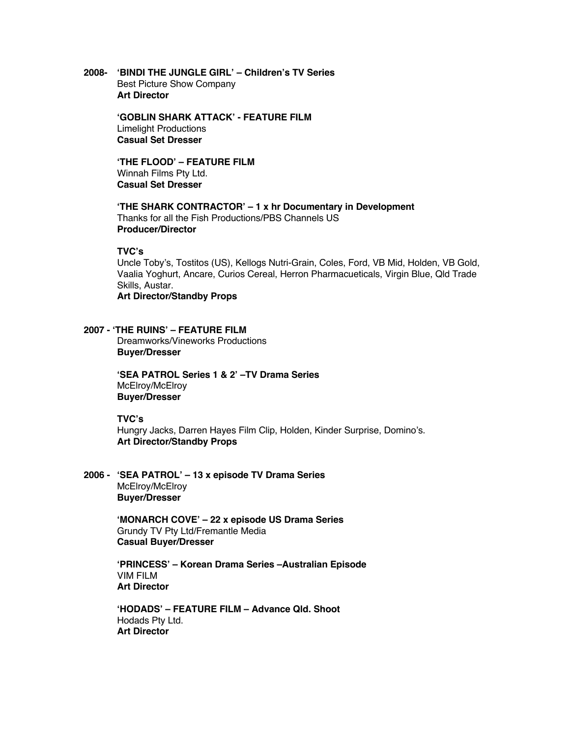**2008-** **'BINDI THE JUNGLE GIRL' – Children's TV Series**
Best Picture Show Company
**Art Director**

**'GOBLIN SHARK ATTACK' - FEATURE FILM**
Limelight Productions
**Casual Set Dresser**

**'THE FLOOD' – FEATURE FILM**
Winnah Films Pty Ltd.
**Casual Set Dresser**

**'THE SHARK CONTRACTOR' – 1 x hr Documentary in Development**
Thanks for all the Fish Productions/PBS Channels US
**Producer/Director**

**TVC's**
Uncle Toby's, Tostitos (US), Kellogs Nutri-Grain, Coles, Ford, VB Mid, Holden, VB Gold, Vaalia Yoghurt, Ancare, Curios Cereal, Herron Pharmacueticals, Virgin Blue, Qld Trade Skills, Austar.
**Art Director/Standby Props**

**2007 - 'THE RUINS' – FEATURE FILM**
Dreamworks/Vineworks Productions
**Buyer/Dresser**

**'SEA PATROL Series 1 & 2' –TV Drama Series**
McElroy/McElroy
**Buyer/Dresser**

**TVC's**
Hungry Jacks, Darren Hayes Film Clip, Holden, Kinder Surprise, Domino's.
**Art Director/Standby Props**

**2006 -** **'SEA PATROL' – 13 x episode TV Drama Series**
McElroy/McElroy
**Buyer/Dresser**

**'MONARCH COVE' – 22 x episode US Drama Series**
Grundy TV Pty Ltd/Fremantle Media
**Casual Buyer/Dresser**

**'PRINCESS' – Korean Drama Series –Australian Episode**
VIM FILM
**Art Director**

**'HODADS' – FEATURE FILM – Advance Qld. Shoot**
Hodads Pty Ltd.
**Art Director**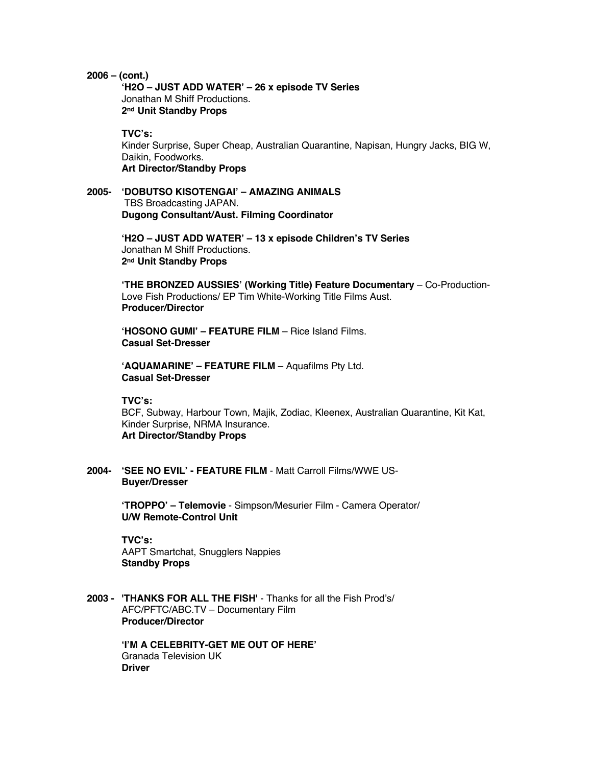**2006 – (cont.)**

**'H2O – JUST ADD WATER' – 26 x episode TV Series**
Jonathan M Shiff Productions.
**2nd Unit Standby Props**

**TVC's:**
Kinder Surprise, Super Cheap, Australian Quarantine, Napisan, Hungry Jacks, BIG W, Daikin, Foodworks.
**Art Director/Standby Props**

**2005- 'DOBUTSO KISOTENGAI' – AMAZING ANIMALS**
TBS Broadcasting JAPAN.
**Dugong Consultant/Aust. Filming Coordinator**

**'H2O – JUST ADD WATER' – 13 x episode Children's TV Series**
Jonathan M Shiff Productions.
**2nd Unit Standby Props**

**'THE BRONZED AUSSIES' (Working Title) Feature Documentary** – Co-Production-Love Fish Productions/ EP Tim White-Working Title Films Aust.
**Producer/Director**

**'HOSONO GUMI' – FEATURE FILM** – Rice Island Films.
**Casual Set-Dresser**

**'AQUAMARINE' – FEATURE FILM** – Aquafilms Pty Ltd.
**Casual Set-Dresser**

**TVC's:**
BCF, Subway, Harbour Town, Majik, Zodiac, Kleenex, Australian Quarantine, Kit Kat, Kinder Surprise, NRMA Insurance.
**Art Director/Standby Props**

**2004- 'SEE NO EVIL' - FEATURE FILM** - Matt Carroll Films/WWE US-
**Buyer/Dresser**

**'TROPPO' – Telemovie** - Simpson/Mesurier Film - Camera Operator/
**U/W Remote-Control Unit**

**TVC's:**
AAPT Smartchat, Snugglers Nappies
**Standby Props**

**2003 - 'THANKS FOR ALL THE FISH'** - Thanks for all the Fish Prod's/ AFC/PFTC/ABC.TV – Documentary Film
**Producer/Director**

**'I'M A CELEBRITY-GET ME OUT OF HERE'**
Granada Television UK
**Driver**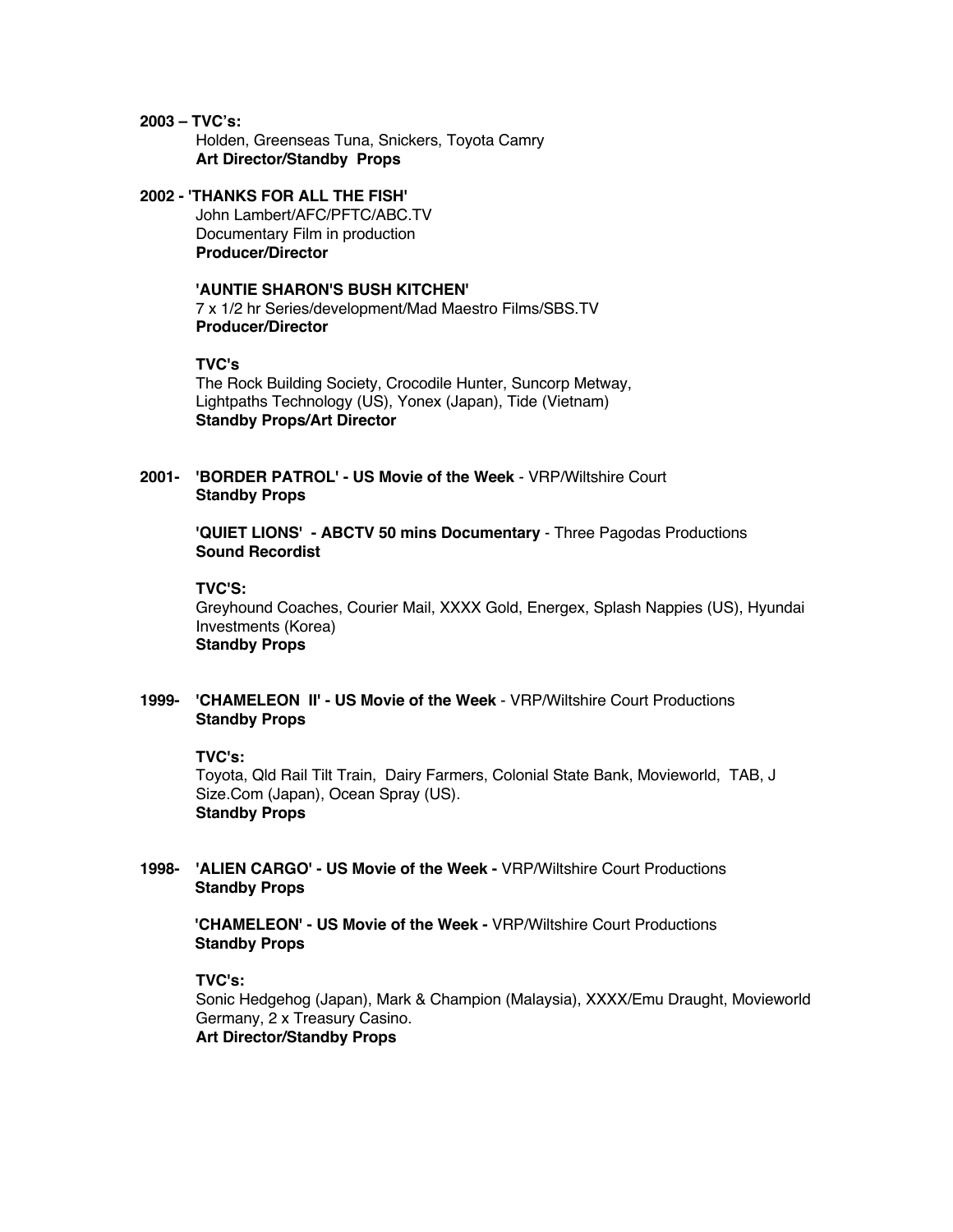**2003 – TVC's:**

Holden, Greenseas Tuna, Snickers, Toyota Camry
**Art Director/Standby Props**

**2002 - 'THANKS FOR ALL THE FISH'**

John Lambert/AFC/PFTC/ABC.TV
Documentary Film in production
**Producer/Director**

**'AUNTIE SHARON'S BUSH KITCHEN'**
7 x 1/2 hr Series/development/Mad Maestro Films/SBS.TV
**Producer/Director**

**TVC's**
The Rock Building Society, Crocodile Hunter, Suncorp Metway, Lightpaths Technology (US), Yonex (Japan), Tide (Vietnam)
**Standby Props/Art Director**

**2001- 'BORDER PATROL' - US Movie of the Week** - VRP/Wiltshire Court
**Standby Props**

**'QUIET LIONS' - ABCTV 50 mins Documentary** - Three Pagodas Productions
**Sound Recordist**

**TVC'S:**
Greyhound Coaches, Courier Mail, XXXX Gold, Energex, Splash Nappies (US), Hyundai Investments (Korea)
**Standby Props**

**1999- 'CHAMELEON II' - US Movie of the Week** - VRP/Wiltshire Court Productions
**Standby Props**

**TVC's:**
Toyota, Qld Rail Tilt Train, Dairy Farmers, Colonial State Bank, Movieworld, TAB, J Size.Com (Japan), Ocean Spray (US).
**Standby Props**

**1998- 'ALIEN CARGO' - US Movie of the Week -** VRP/Wiltshire Court Productions
**Standby Props**

**'CHAMELEON' - US Movie of the Week -** VRP/Wiltshire Court Productions
**Standby Props**

**TVC's:**
Sonic Hedgehog (Japan), Mark & Champion (Malaysia), XXXX/Emu Draught, Movieworld Germany, 2 x Treasury Casino.
**Art Director/Standby Props**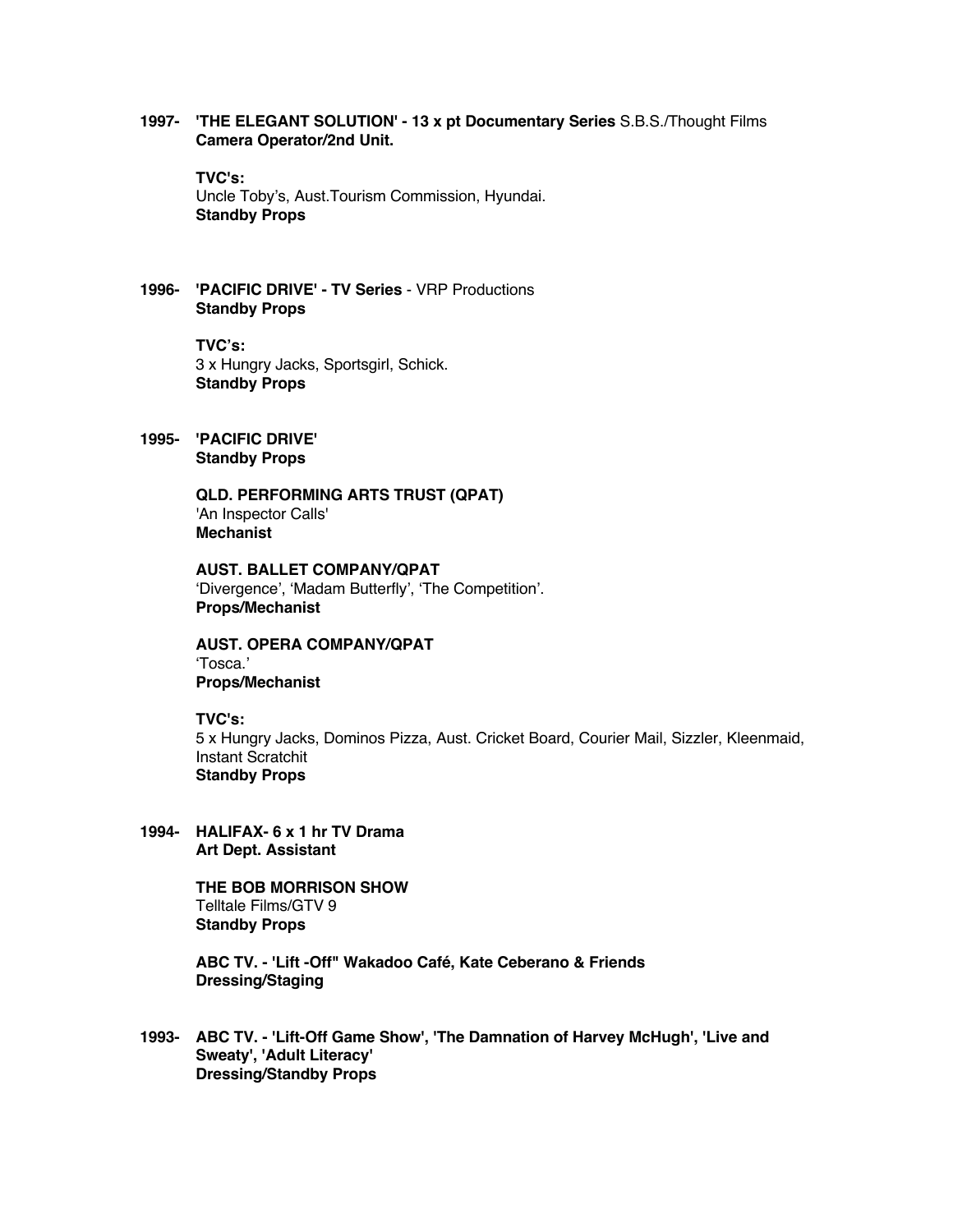**1997- 'THE ELEGANT SOLUTION' - 13 x pt Documentary Series** S.B.S./Thought Films
**Camera Operator/2nd Unit.**

**TVC's:**
Uncle Toby's, Aust.Tourism Commission, Hyundai.
**Standby Props**

**1996- 'PACIFIC DRIVE' - TV Series** - VRP Productions
**Standby Props**

**TVC's:**
3 x Hungry Jacks, Sportsgirl, Schick.
**Standby Props**

**1995- 'PACIFIC DRIVE'**
**Standby Props**

**QLD. PERFORMING ARTS TRUST (QPAT)**
'An Inspector Calls'
**Mechanist**

**AUST. BALLET COMPANY/QPAT**
'Divergence', 'Madam Butterfly', 'The Competition'.
**Props/Mechanist**

**AUST. OPERA COMPANY/QPAT**
'Tosca.'
**Props/Mechanist**

**TVC's:**
5 x Hungry Jacks, Dominos Pizza, Aust. Cricket Board, Courier Mail, Sizzler, Kleenmaid, Instant Scratchit
**Standby Props**

**1994- HALIFAX- 6 x 1 hr TV Drama**
**Art Dept. Assistant**

**THE BOB MORRISON SHOW**
Telltale Films/GTV 9
**Standby Props**

**ABC TV. - 'Lift -Off" Wakadoo Café, Kate Ceberano & Friends**
**Dressing/Staging**

**1993- ABC TV. - 'Lift-Off Game Show', 'The Damnation of Harvey McHugh', 'Live and Sweaty', 'Adult Literacy'**
**Dressing/Standby Props**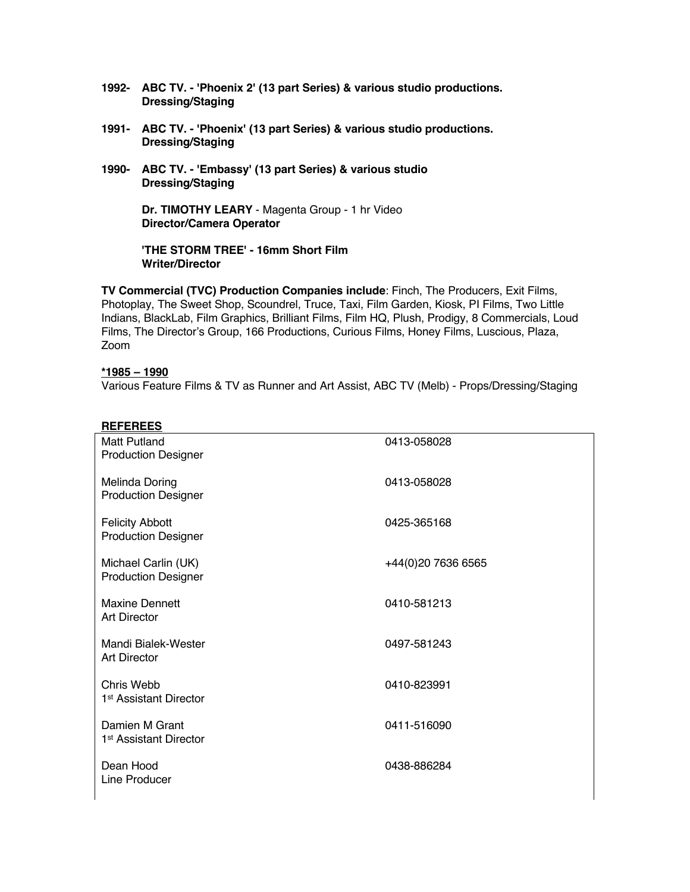**1992- ABC TV. - 'Phoenix 2' (13 part Series) & various studio productions.**
**Dressing/Staging**

**1991- ABC TV. - 'Phoenix' (13 part Series) & various studio productions.**
**Dressing/Staging**

**1990- ABC TV. - 'Embassy' (13 part Series) & various studio**
**Dressing/Staging**

**Dr. TIMOTHY LEARY** - Magenta Group - 1 hr Video
**Director/Camera Operator**

**'THE STORM TREE' - 16mm Short Film**
**Writer/Director**

**TV Commercial (TVC) Production Companies include**: Finch, The Producers, Exit Films, Photoplay, The Sweet Shop, Scoundrel, Truce, Taxi, Film Garden, Kiosk, PI Films, Two Little Indians, BlackLab, Film Graphics, Brilliant Films, Film HQ, Plush, Prodigy, 8 Commercials, Loud Films, The Director's Group, 166 Productions, Curious Films, Honey Films, Luscious, Plaza, Zoom

**<u>*1985 – 1990</u>**
Various Feature Films & TV as Runner and Art Assist, ABC TV (Melb) - Props/Dressing/Staging

**<u>REFEREES</u>**

| Name / Role | Phone |
|---|---|
| Matt Putland<br>Production Designer | 0413-058028 |
| Melinda Doring<br>Production Designer | 0413-058028 |
| Felicity Abbott<br>Production Designer | 0425-365168 |
| Michael Carlin (UK)<br>Production Designer | +44(0)20 7636 6565 |
| Maxine Dennett<br>Art Director | 0410-581213 |
| Mandi Bialek-Wester<br>Art Director | 0497-581243 |
| Chris Webb<br>1st Assistant Director | 0410-823991 |
| Damien M Grant<br>1st Assistant Director | 0411-516090 |
| Dean Hood<br>Line Producer | 0438-886284 |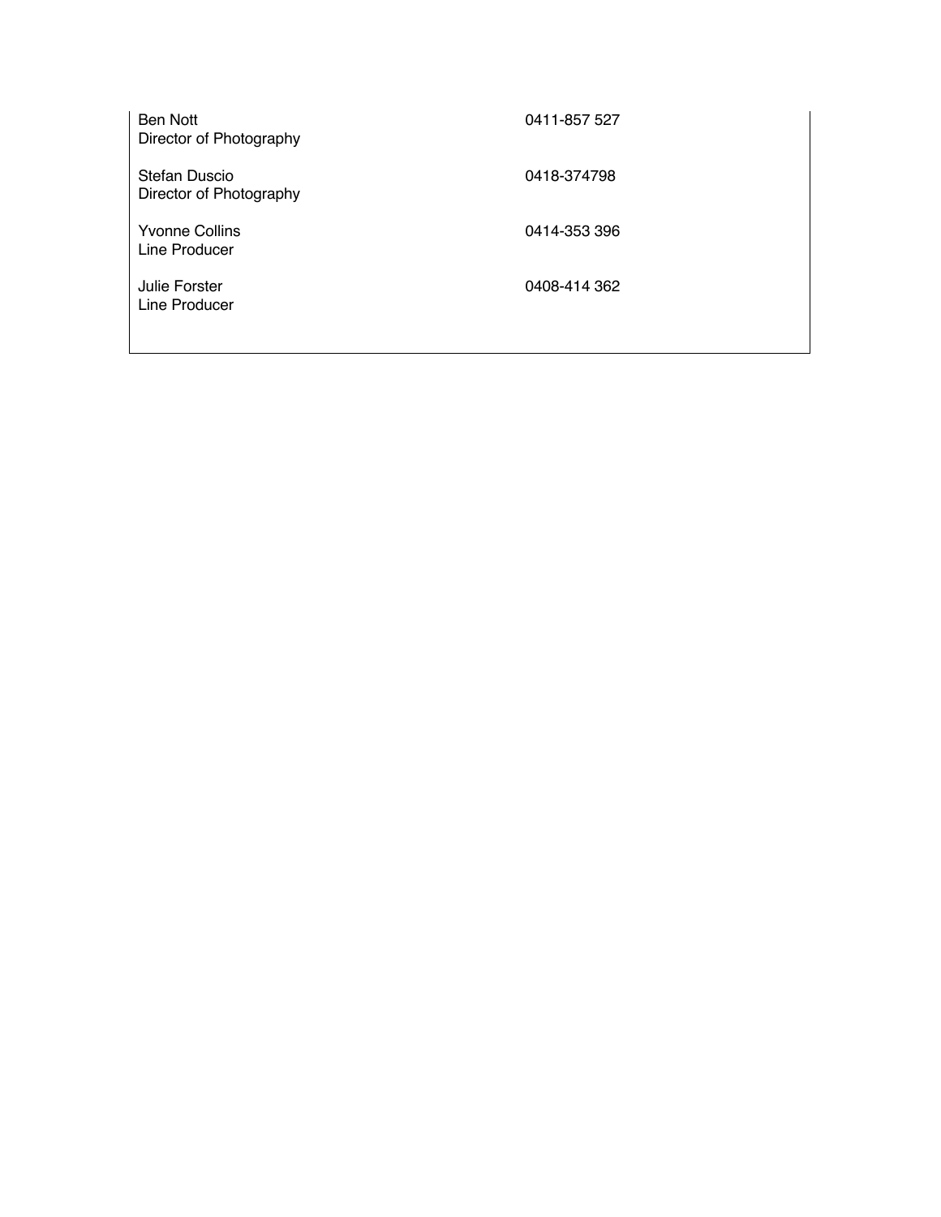| | |
|---|---|
| Ben Nott<br>Director of Photography | 0411-857 527 |
| Stefan Duscio<br>Director of Photography | 0418-374798 |
| Yvonne Collins<br>Line Producer | 0414-353 396 |
| Julie Forster<br>Line Producer | 0408-414 362 |